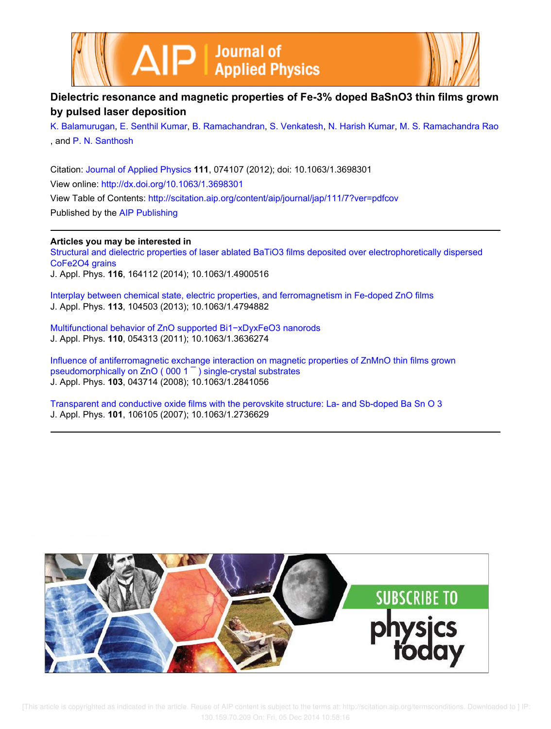# Dielectric resonance and magnetic properties of Fe-3% doped BaSnO3 thin films grown by pulsed laser deposition

K. Balamurugan, E. Senthil Kumar, B. Ramachandran, S. Venkatesh, N. Harish Kumar, M. S. Ramachandra Rao, and P. N. Santhosh

Citation: Journal of Applied Physics **111**, 074107 (2012); doi: 10.1063/1.3698301

View online: http://dx.doi.org/10.1063/1.3698301

View Table of Contents: http://scitation.aip.org/content/aip/journal/jap/111/7?ver=pdfcov

Published by the AIP Publishing

**Articles you may be interested in**

Structural and dielectric properties of laser ablated BaTiO3 films deposited over electrophoretically dispersed CoFe2O4 grains
J. Appl. Phys. **116**, 164112 (2014); 10.1063/1.4900516

Interplay between chemical state, electric properties, and ferromagnetism in Fe-doped ZnO films
J. Appl. Phys. **113**, 104503 (2013); 10.1063/1.4794882

Multifunctional behavior of ZnO supported Bi1−xDyxFeO3 nanorods
J. Appl. Phys. **110**, 054313 (2011); 10.1063/1.3636274

Influence of antiferromagnetic exchange interaction on magnetic properties of ZnMnO thin films grown pseudomorphically on ZnO ( 000 1 ¯ ) single-crystal substrates
J. Appl. Phys. **103**, 043714 (2008); 10.1063/1.2841056

Transparent and conductive oxide films with the perovskite structure: La- and Sb-doped Ba Sn O 3
J. Appl. Phys. **101**, 106105 (2007); 10.1063/1.2736629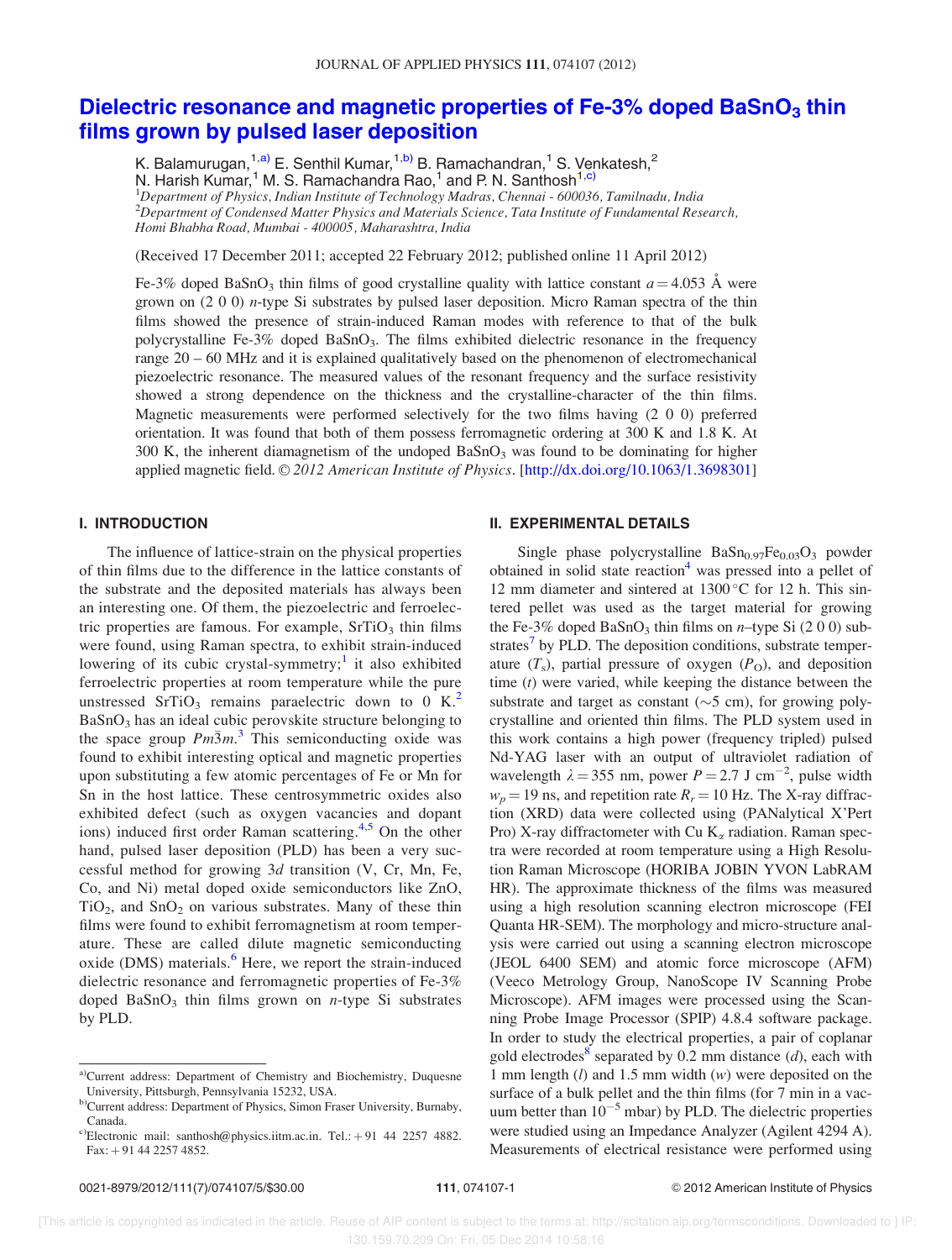# Dielectric resonance and magnetic properties of Fe-3% doped $BaSnO_3$ thin films grown by pulsed laser deposition

K. Balamurugan,[1,a)] E. Senthil Kumar,[1,b)] B. Ramachandran,[1] S. Venkatesh,[2] N. Harish Kumar,[1] M. S. Ramachandra Rao,[1] and P. N. Santhosh[1,c)]

[1]*Department of Physics, Indian Institute of Technology Madras, Chennai - 600036, Tamilnadu, India*
[2]*Department of Condensed Matter Physics and Materials Science, Tata Institute of Fundamental Research, Homi Bhabha Road, Mumbai - 400005, Maharashtra, India*

(Received 17 December 2011; accepted 22 February 2012; published online 11 April 2012)

Fe-3% doped $BaSnO_3$ thin films of good crystalline quality with lattice constant $a = 4.053$ Å were grown on (2 0 0) *n*-type Si substrates by pulsed laser deposition. Micro Raman spectra of the thin films showed the presence of strain-induced Raman modes with reference to that of the bulk polycrystalline Fe-3% doped $BaSnO_3$. The films exhibited dielectric resonance in the frequency range 20 – 60 MHz and it is explained qualitatively based on the phenomenon of electromechanical piezoelectric resonance. The measured values of the resonant frequency and the surface resistivity showed a strong dependence on the thickness and the crystalline-character of the thin films. Magnetic measurements were performed selectively for the two films having (2 0 0) preferred orientation. It was found that both of them possess ferromagnetic ordering at 300 K and 1.8 K. At 300 K, the inherent diamagnetism of the undoped $BaSnO_3$ was found to be dominating for higher applied magnetic field. © *2012 American Institute of Physics*. [http://dx.doi.org/10.1063/1.3698301]

## I. INTRODUCTION

The influence of lattice-strain on the physical properties of thin films due to the difference in the lattice constants of the substrate and the deposited materials has always been an interesting one. Of them, the piezoelectric and ferroelectric properties are famous. For example, $SrTiO_3$ thin films were found, using Raman spectra, to exhibit strain-induced lowering of its cubic crystal-symmetry;[1] it also exhibited ferroelectric properties at room temperature while the pure unstressed $SrTiO_3$ remains paraelectric down to 0 K.[2] $BaSnO_3$ has an ideal cubic perovskite structure belonging to the space group $Pm\bar{3}m$.[3] This semiconducting oxide was found to exhibit interesting optical and magnetic properties upon substituting a few atomic percentages of Fe or Mn for Sn in the host lattice. These centrosymmetric oxides also exhibited defect (such as oxygen vacancies and dopant ions) induced first order Raman scattering.[4,5] On the other hand, pulsed laser deposition (PLD) has been a very successful method for growing 3*d* transition (V, Cr, Mn, Fe, Co, and Ni) metal doped oxide semiconductors like ZnO, $TiO_2$, and $SnO_2$ on various substrates. Many of these thin films were found to exhibit ferromagnetism at room temperature. These are called dilute magnetic semiconducting oxide (DMS) materials.[6] Here, we report the strain-induced dielectric resonance and ferromagnetic properties of Fe-3% doped $BaSnO_3$ thin films grown on *n*-type Si substrates by PLD.

## II. EXPERIMENTAL DETAILS

Single phase polycrystalline $BaSn_{0.97}Fe_{0.03}O_3$ powder obtained in solid state reaction[4] was pressed into a pellet of 12 mm diameter and sintered at 1300 °C for 12 h. This sintered pellet was used as the target material for growing the Fe-3% doped $BaSnO_3$ thin films on *n*–type Si (2 0 0) substrates[7] by PLD. The deposition conditions, substrate temperature ($T_s$), partial pressure of oxygen ($P_O$), and deposition time ($t$) were varied, while keeping the distance between the substrate and target as constant (~5 cm), for growing polycrystalline and oriented thin films. The PLD system used in this work contains a high power (frequency tripled) pulsed Nd-YAG laser with an output of ultraviolet radiation of wavelength $\lambda = 355$ nm, power $P = 2.7$ J cm$^{-2}$, pulse width $w_p = 19$ ns, and repetition rate $R_r = 10$ Hz. The X-ray diffraction (XRD) data were collected using (PANalytical X'Pert Pro) X-ray diffractometer with Cu $K_\alpha$ radiation. Raman spectra were recorded at room temperature using a High Resolution Raman Microscope (HORIBA JOBIN YVON LabRAM HR). The approximate thickness of the films was measured using a high resolution scanning electron microscope (FEI Quanta HR-SEM). The morphology and micro-structure analysis were carried out using a scanning electron microscope (JEOL 6400 SEM) and atomic force microscope (AFM) (Veeco Metrology Group, NanoScope IV Scanning Probe Microscope). AFM images were processed using the Scanning Probe Image Processor (SPIP) 4.8.4 software package. In order to study the electrical properties, a pair of coplanar gold electrodes[8] separated by 0.2 mm distance ($d$), each with 1 mm length ($l$) and 1.5 mm width ($w$) were deposited on the surface of a bulk pellet and the thin films (for 7 min in a vacuum better than $10^{-5}$ mbar) by PLD. The dielectric properties were studied using an Impedance Analyzer (Agilent 4294 A). Measurements of electrical resistance were performed using

[a)]Current address: Department of Chemistry and Biochemistry, Duquesne University, Pittsburgh, Pennsylvania 15232, USA.
[b)]Current address: Department of Physics, Simon Fraser University, Burnaby, Canada.
[c)]Electronic mail: santhosh@physics.iitm.ac.in. Tel.: +91 44 2257 4882. Fax: +91 44 2257 4852.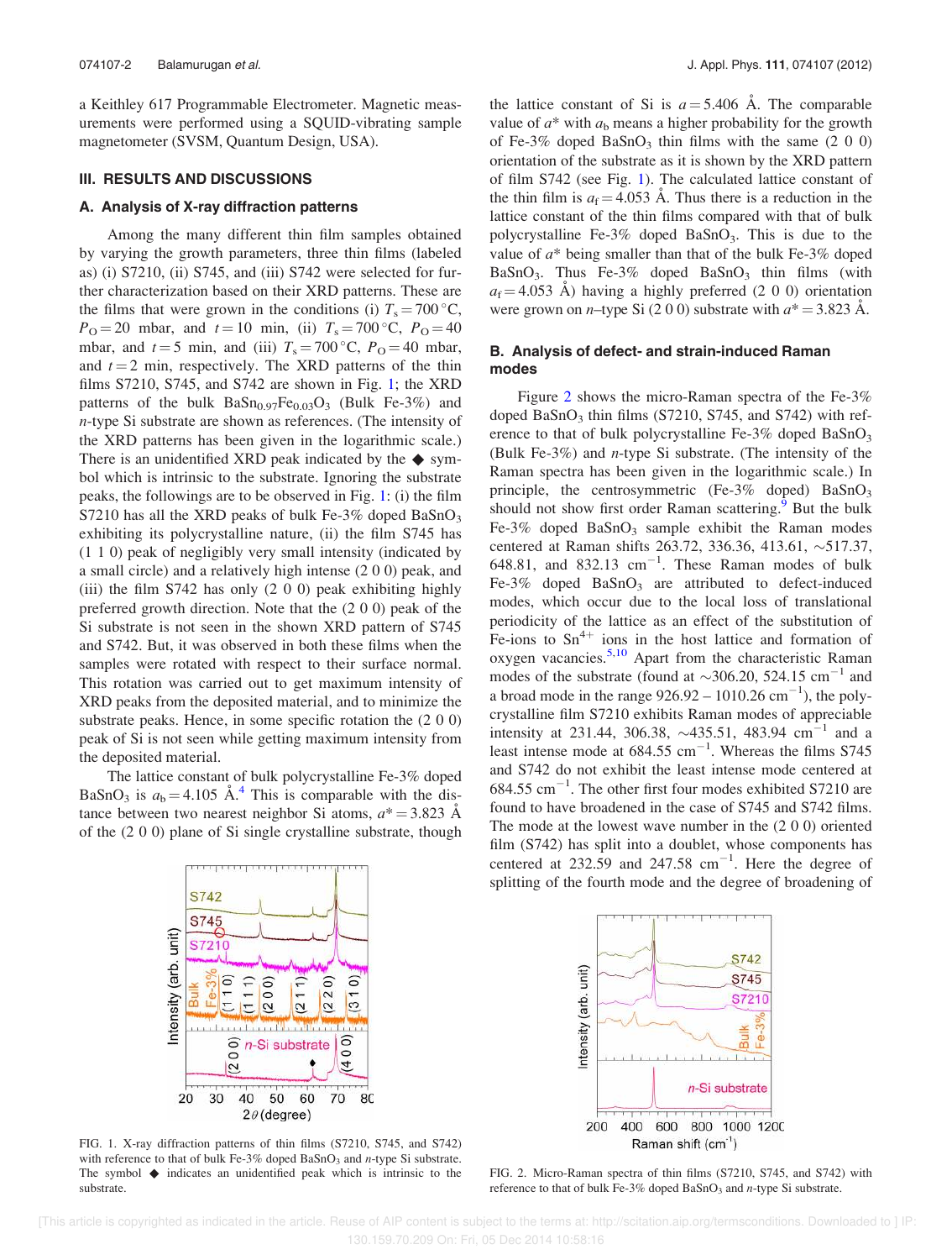a Keithley 617 Programmable Electrometer. Magnetic measurements were performed using a SQUID-vibrating sample magnetometer (SVSM, Quantum Design, USA).

## III. RESULTS AND DISCUSSIONS

### A. Analysis of X-ray diffraction patterns

Among the many different thin film samples obtained by varying the growth parameters, three thin films (labeled as) (i) S7210, (ii) S745, and (iii) S742 were selected for further characterization based on their XRD patterns. These are the films that were grown in the conditions (i) $T_s = 700\,^\circ$C, $P_O = 20$ mbar, and $t = 10$ min, (ii) $T_s = 700\,^\circ$C, $P_O = 40$ mbar, and $t = 5$ min, and (iii) $T_s = 700\,^\circ$C, $P_O = 40$ mbar, and $t = 2$ min, respectively. The XRD patterns of the thin films S7210, S745, and S742 are shown in Fig. 1; the XRD patterns of the bulk $BaSn_{0.97}Fe_{0.03}O_3$ (Bulk Fe-3%) and *n*-type Si substrate are shown as references. (The intensity of the XRD patterns has been given in the logarithmic scale.) There is an unidentified XRD peak indicated by the ◆ symbol which is intrinsic to the substrate. Ignoring the substrate peaks, the followings are to be observed in Fig. 1: (i) the film S7210 has all the XRD peaks of bulk Fe-3% doped $BaSnO_3$ exhibiting its polycrystalline nature, (ii) the film S745 has (1 1 0) peak of negligibly very small intensity (indicated by a small circle) and a relatively high intense (2 0 0) peak, and (iii) the film S742 has only (2 0 0) peak exhibiting highly preferred growth direction. Note that the (2 0 0) peak of the Si substrate is not seen in the shown XRD pattern of S745 and S742. But, it was observed in both these films when the samples were rotated with respect to their surface normal. This rotation was carried out to get maximum intensity of XRD peaks from the deposited material, and to minimize the substrate peaks. Hence, in some specific rotation the (2 0 0) peak of Si is not seen while getting maximum intensity from the deposited material.

The lattice constant of bulk polycrystalline Fe-3% doped $BaSnO_3$ is $a_b = 4.105$ Å.[4] This is comparable with the distance between two nearest neighbor Si atoms, $a^* = 3.823$ Å of the (2 0 0) plane of Si single crystalline substrate, though the lattice constant of Si is $a = 5.406$ Å. The comparable value of $a^*$ with $a_b$ means a higher probability for the growth of Fe-3% doped $BaSnO_3$ thin films with the same (2 0 0) orientation of the substrate as it is shown by the XRD pattern of film S742 (see Fig. 1). The calculated lattice constant of the thin film is $a_f = 4.053$ Å. Thus there is a reduction in the lattice constant of the thin films compared with that of bulk polycrystalline Fe-3% doped $BaSnO_3$. This is due to the value of $a^*$ being smaller than that of the bulk Fe-3% doped $BaSnO_3$. Thus Fe-3% doped $BaSnO_3$ thin films (with $a_f = 4.053$ Å) having a highly preferred (2 0 0) orientation were grown on *n*–type Si (2 0 0) substrate with $a^* = 3.823$ Å.

FIG. 1. X-ray diffraction patterns of thin films (S7210, S745, and S742) with reference to that of bulk Fe-3% doped $BaSnO_3$ and *n*-type Si substrate. The symbol ◆ indicates an unidentified peak which is intrinsic to the substrate.

### B. Analysis of defect- and strain-induced Raman modes

Figure 2 shows the micro-Raman spectra of the Fe-3% doped $BaSnO_3$ thin films (S7210, S745, and S742) with reference to that of bulk polycrystalline Fe-3% doped $BaSnO_3$ (Bulk Fe-3%) and *n*-type Si substrate. (The intensity of the Raman spectra has been given in the logarithmic scale.) In principle, the centrosymmetric (Fe-3% doped) $BaSnO_3$ should not show first order Raman scattering.[9] But the bulk Fe-3% doped $BaSnO_3$ sample exhibit the Raman modes centered at Raman shifts 263.72, 336.36, 413.61, ~517.37, 648.81, and 832.13 cm$^{-1}$. These Raman modes of bulk Fe-3% doped $BaSnO_3$ are attributed to defect-induced modes, which occur due to the local loss of translational periodicity of the lattice as an effect of the substitution of Fe-ions to $Sn^{4+}$ ions in the host lattice and formation of oxygen vacancies.[5,10] Apart from the characteristic Raman modes of the substrate (found at ~306.20, 524.15 cm$^{-1}$ and a broad mode in the range 926.92 – 1010.26 cm$^{-1}$), the polycrystalline film S7210 exhibits Raman modes of appreciable intensity at 231.44, 306.38, ~435.51, 483.94 cm$^{-1}$ and a least intense mode at 684.55 cm$^{-1}$. Whereas the films S745 and S742 do not exhibit the least intense mode centered at 684.55 cm$^{-1}$. The other first four modes exhibited S7210 are found to have broadened in the case of S745 and S742 films. The mode at the lowest wave number in the (2 0 0) oriented film (S742) has split into a doublet, whose components has centered at 232.59 and 247.58 cm$^{-1}$. Here the degree of splitting of the fourth mode and the degree of broadening of

FIG. 2. Micro-Raman spectra of thin films (S7210, S745, and S742) with reference to that of bulk Fe-3% doped $BaSnO_3$ and *n*-type Si substrate.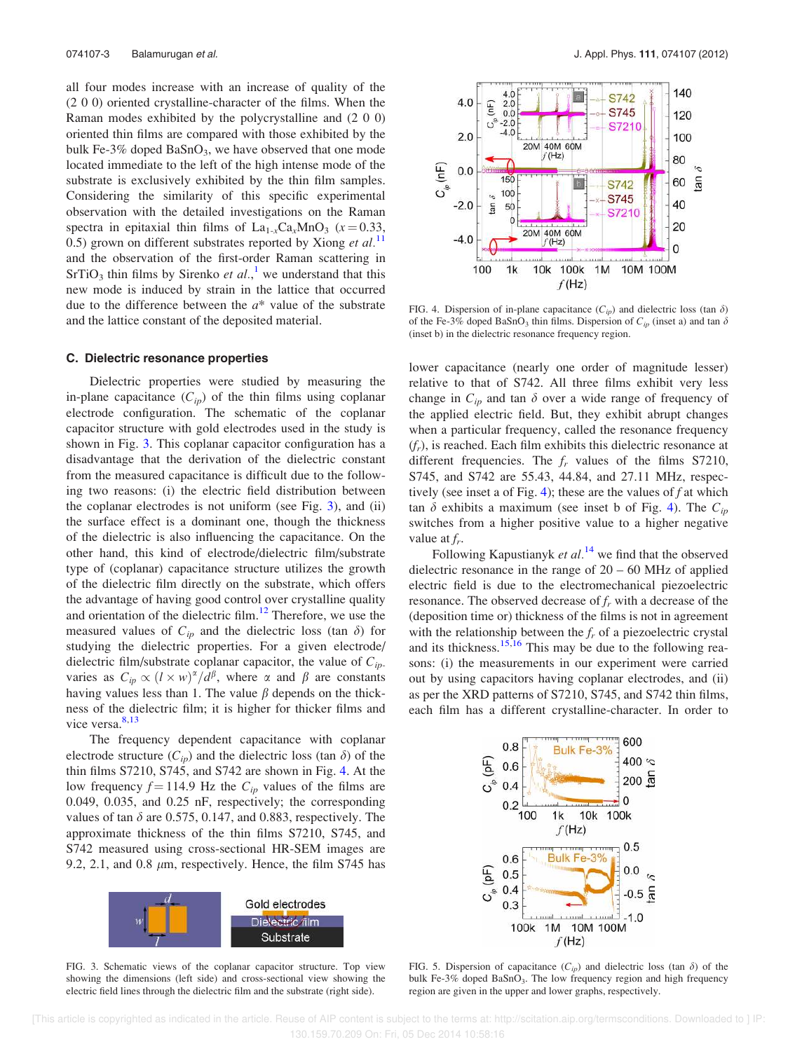all four modes increase with an increase of quality of the (2 0 0) oriented crystalline-character of the films. When the Raman modes exhibited by the polycrystalline and (2 0 0) oriented thin films are compared with those exhibited by the bulk Fe-3% doped $BaSnO_3$, we have observed that one mode located immediate to the left of the high intense mode of the substrate is exclusively exhibited by the thin film samples. Considering the similarity of this specific experimental observation with the detailed investigations on the Raman spectra in epitaxial thin films of $La_{1-x}Ca_xMnO_3$ ($x = 0.33$, 0.5) grown on different substrates reported by Xiong *et al.*[11] and the observation of the first-order Raman scattering in $SrTiO_3$ thin films by Sirenko *et al.*,[1] we understand that this new mode is induced by strain in the lattice that occurred due to the difference between the $a^*$ value of the substrate and the lattice constant of the deposited material.

### C. Dielectric resonance properties

Dielectric properties were studied by measuring the in-plane capacitance ($C_{ip}$) of the thin films using coplanar electrode configuration. The schematic of the coplanar capacitor structure with gold electrodes used in the study is shown in Fig. 3. This coplanar capacitor configuration has a disadvantage that the derivation of the dielectric constant from the measured capacitance is difficult due to the following two reasons: (i) the electric field distribution between the coplanar electrodes is not uniform (see Fig. 3), and (ii) the surface effect is a dominant one, though the thickness of the dielectric is also influencing the capacitance. On the other hand, this kind of electrode/dielectric film/substrate type of (coplanar) capacitance structure utilizes the growth of the dielectric film directly on the substrate, which offers the advantage of having good control over crystalline quality and orientation of the dielectric film.[12] Therefore, we use the measured values of $C_{ip}$ and the dielectric loss ($\tan\delta$) for studying the dielectric properties. For a given electrode/dielectric film/substrate coplanar capacitor, the value of $C_{ip}$ varies as $C_{ip} \propto (l \times w)^{\alpha}/d^{\beta}$, where $\alpha$ and $\beta$ are constants having values less than 1. The value $\beta$ depends on the thickness of the dielectric film; it is higher for thicker films and vice versa.[8,13]

The frequency dependent capacitance with coplanar electrode structure ($C_{ip}$) and the dielectric loss ($\tan\delta$) of the thin films S7210, S745, and S742 are shown in Fig. 4. At the low frequency $f = 114.9$ Hz the $C_{ip}$ values of the films are 0.049, 0.035, and 0.25 nF, respectively; the corresponding values of $\tan\delta$ are 0.575, 0.147, and 0.883, respectively. The approximate thickness of the thin films S7210, S745, and S742 measured using cross-sectional HR-SEM images are 9.2, 2.1, and 0.8 $\mu$m, respectively. Hence, the film S745 has lower capacitance (nearly one order of magnitude lesser) relative to that of S742. All three films exhibit very less change in $C_{ip}$ and $\tan\delta$ over a wide range of frequency of the applied electric field. But, they exhibit abrupt changes when a particular frequency, called the resonance frequency ($f_r$), is reached. Each film exhibits this dielectric resonance at different frequencies. The $f_r$ values of the films S7210, S745, and S742 are 55.43, 44.84, and 27.11 MHz, respectively (see inset a of Fig. 4); these are the values of $f$ at which $\tan\delta$ exhibits a maximum (see inset b of Fig. 4). The $C_{ip}$ switches from a higher positive value to a higher negative value at $f_r$.

FIG. 3. Schematic views of the coplanar capacitor structure. Top view showing the dimensions (left side) and cross-sectional view showing the electric field lines through the dielectric film and the substrate (right side).

FIG. 4. Dispersion of in-plane capacitance ($C_{ip}$) and dielectric loss ($\tan\delta$) of the Fe-3% doped $BaSnO_3$ thin films. Dispersion of $C_{ip}$ (inset a) and $\tan\delta$ (inset b) in the dielectric resonance frequency region.

Following Kapustianyk *et al.*[14] we find that the observed dielectric resonance in the range of 20 – 60 MHz of applied electric field is due to the electromechanical piezoelectric resonance. The observed decrease of $f_r$ with a decrease of the (deposition time or) thickness of the films is not in agreement with the relationship between the $f_r$ of a piezoelectric crystal and its thickness.[15,16] This may be due to the following reasons: (i) the measurements in our experiment were carried out by using capacitors having coplanar electrodes, and (ii) as per the XRD patterns of S7210, S745, and S742 thin films, each film has a different crystalline-character. In order to

FIG. 5. Dispersion of capacitance ($C_{ip}$) and dielectric loss ($\tan\delta$) of the bulk Fe-3% doped $BaSnO_3$. The low frequency region and high frequency region are given in the upper and lower graphs, respectively.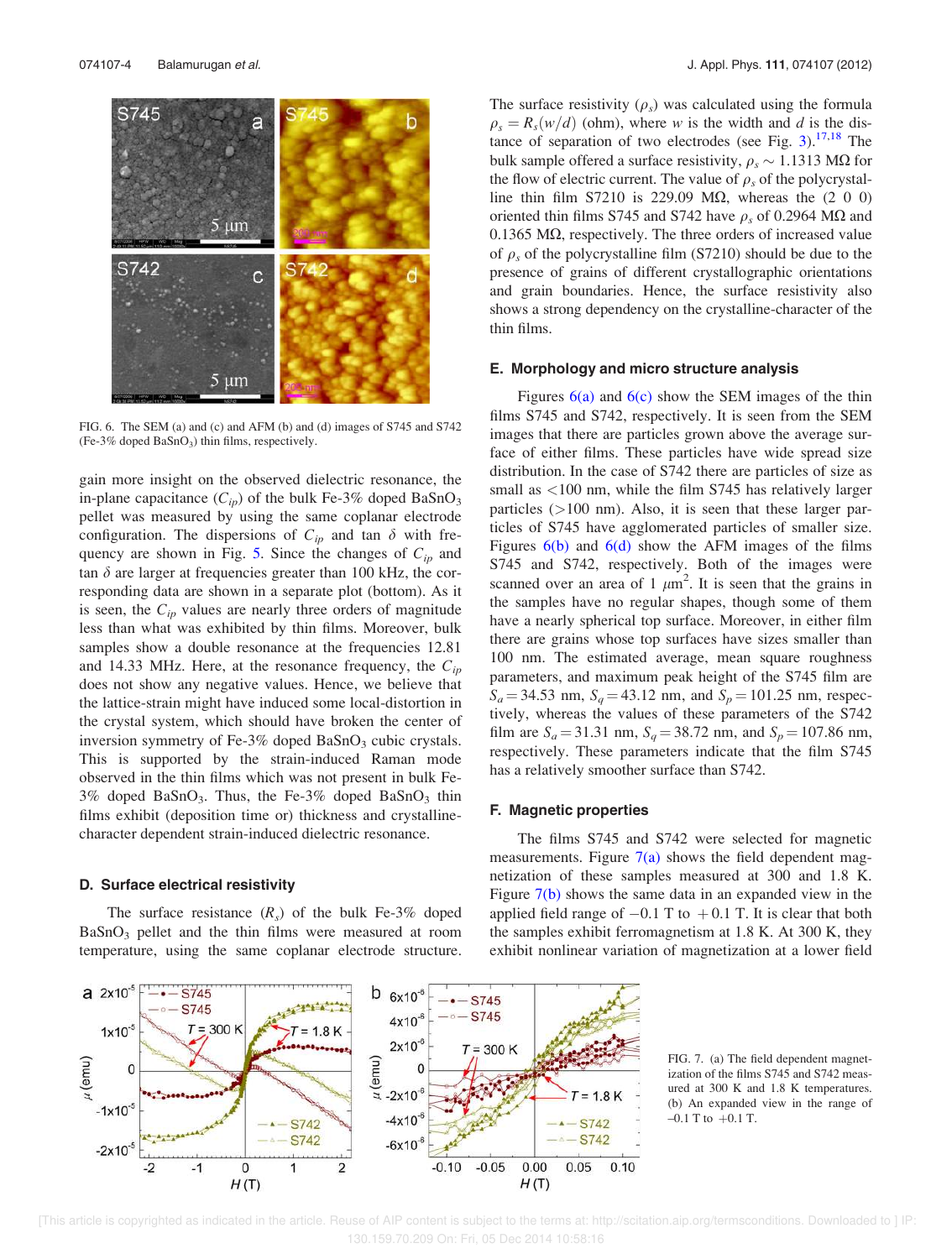FIG. 6. The SEM (a) and (c) and AFM (b) and (d) images of S745 and S742 (Fe-3% doped $BaSnO_3$) thin films, respectively.

gain more insight on the observed dielectric resonance, the in-plane capacitance ($C_{ip}$) of the bulk Fe-3% doped $BaSnO_3$ pellet was measured by using the same coplanar electrode configuration. The dispersions of $C_{ip}$ and tan $\delta$ with frequency are shown in Fig. 5. Since the changes of $C_{ip}$ and tan $\delta$ are larger at frequencies greater than 100 kHz, the corresponding data are shown in a separate plot (bottom). As it is seen, the $C_{ip}$ values are nearly three orders of magnitude less than what was exhibited by thin films. Moreover, bulk samples show a double resonance at the frequencies 12.81 and 14.33 MHz. Here, at the resonance frequency, the $C_{ip}$ does not show any negative values. Hence, we believe that the lattice-strain might have induced some local-distortion in the crystal system, which should have broken the center of inversion symmetry of Fe-3% doped $BaSnO_3$ cubic crystals. This is supported by the strain-induced Raman mode observed in the thin films which was not present in bulk Fe-3% doped $BaSnO_3$. Thus, the Fe-3% doped $BaSnO_3$ thin films exhibit (deposition time or) thickness and crystalline-character dependent strain-induced dielectric resonance.

### D. Surface electrical resistivity

The surface resistance ($R_s$) of the bulk Fe-3% doped $BaSnO_3$ pellet and the thin films were measured at room temperature, using the same coplanar electrode structure. The surface resistivity ($\rho_s$) was calculated using the formula $\rho_s = R_s(w/d)$ (ohm), where $w$ is the width and $d$ is the distance of separation of two electrodes (see Fig. 3).[17,18] The bulk sample offered a surface resistivity, $\rho_s \sim 1.1313$ MΩ for the flow of electric current. The value of $\rho_s$ of the polycrystalline thin film S7210 is 229.09 MΩ, whereas the (2 0 0) oriented thin films S745 and S742 have $\rho_s$ of 0.2964 MΩ and 0.1365 MΩ, respectively. The three orders of increased value of $\rho_s$ of the polycrystalline film (S7210) should be due to the presence of grains of different crystallographic orientations and grain boundaries. Hence, the surface resistivity also shows a strong dependency on the crystalline-character of the thin films.

### E. Morphology and micro structure analysis

Figures 6(a) and 6(c) show the SEM images of the thin films S745 and S742, respectively. It is seen from the SEM images that there are particles grown above the average surface of either film. These particles have wide spread size distribution. In the case of S742 there are particles of size as small as <100 nm, while the film S745 has relatively larger particles (>100 nm). Also, it is seen that these larger particles of S745 have agglomerated particles of smaller size. Figures 6(b) and 6(d) show the AFM images of the films S745 and S742, respectively. Both of the images were scanned over an area of 1 $\mu m^2$. It is seen that the grains in the samples have no regular shapes, though some of them have a nearly spherical top surface. Moreover, in either film there are grains whose top surfaces have sizes smaller than 100 nm. The estimated average, mean square roughness parameters, and maximum peak height of the S745 film are $S_a = 34.53$ nm, $S_q = 43.12$ nm, and $S_p = 101.25$ nm, respectively, whereas the values of these parameters of the S742 film are $S_a = 31.31$ nm, $S_q = 38.72$ nm, and $S_p = 107.86$ nm, respectively. These parameters indicate that the film S745 has a relatively smoother surface than S742.

### F. Magnetic properties

The films S745 and S742 were selected for magnetic measurements. Figure 7(a) shows the field dependent magnetization of these samples measured at 300 and 1.8 K. Figure 7(b) shows the same data in an expanded view in the applied field range of −0.1 T to +0.1 T. It is clear that both the samples exhibit ferromagnetism at 1.8 K. At 300 K, they exhibit nonlinear variation of magnetization at a lower field

FIG. 7. (a) The field dependent magnetization of the films S745 and S742 measured at 300 K and 1.8 K temperatures. (b) An expanded view in the range of −0.1 T to +0.1 T.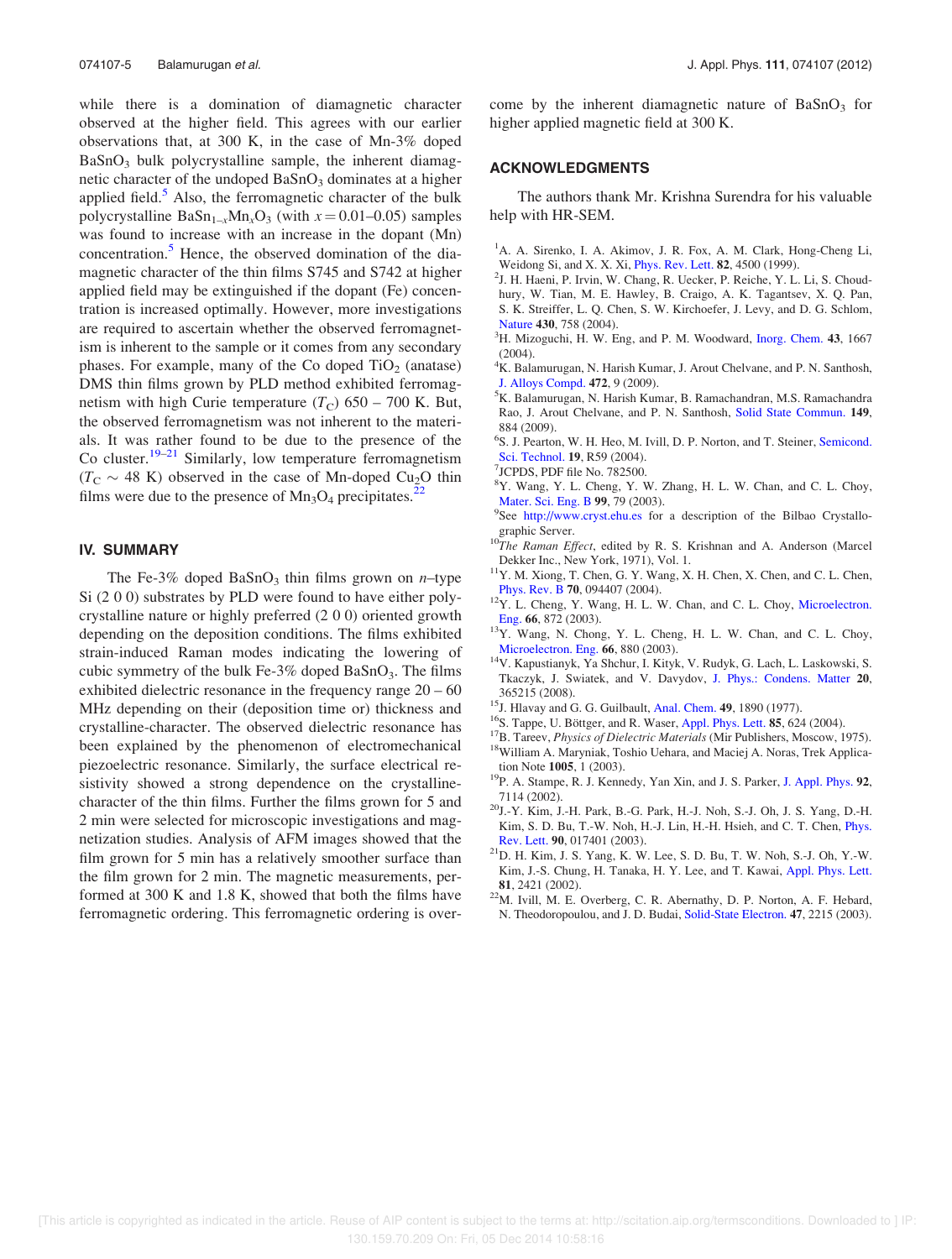while there is a domination of diamagnetic character observed at the higher field. This agrees with our earlier observations that, at 300 K, in the case of Mn-3% doped $BaSnO_3$ bulk polycrystalline sample, the inherent diamagnetic character of the undoped $BaSnO_3$ dominates at a higher applied field.[5] Also, the ferromagnetic character of the bulk polycrystalline $BaSn_{1-x}Mn_xO_3$ (with $x = 0.01$–$0.05$) samples was found to increase with an increase in the dopant (Mn) concentration.[5] Hence, the observed domination of the diamagnetic character of the thin films S745 and S742 at higher applied field may be extinguished if the dopant (Fe) concentration is increased optimally. However, more investigations are required to ascertain whether the observed ferromagnetism is inherent to the sample or it comes from any secondary phases. For example, many of the Co doped $TiO_2$ (anatase) DMS thin films grown by PLD method exhibited ferromagnetism with high Curie temperature ($T_C$) 650 – 700 K. But, the observed ferromagnetism was not inherent to the materials. It was rather found to be due to the presence of the Co cluster.[19–21] Similarly, low temperature ferromagnetism ($T_C \sim 48$ K) observed in the case of Mn-doped $Cu_2O$ thin films were due to the presence of $Mn_3O_4$ precipitates.[22]

## IV. SUMMARY

The Fe-3% doped $BaSnO_3$ thin films grown on *n*–type Si (2 0 0) substrates by PLD were found to have either polycrystalline nature or highly preferred (2 0 0) oriented growth depending on the deposition conditions. The films exhibited strain-induced Raman modes indicating the lowering of cubic symmetry of the bulk Fe-3% doped $BaSnO_3$. The films exhibited dielectric resonance in the frequency range 20 – 60 MHz depending on their (deposition time or) thickness and crystalline-character. The observed dielectric resonance has been explained by the phenomenon of electromechanical piezoelectric resonance. Similarly, the surface electrical resistivity showed a strong dependence on the crystalline-character of the thin films. Further the films grown for 5 and 2 min were selected for microscopic investigations and magnetization studies. Analysis of AFM images showed that the film grown for 5 min has a relatively smoother surface than the film grown for 2 min. The magnetic measurements, performed at 300 K and 1.8 K, showed that both the films have ferromagnetic ordering. This ferromagnetic ordering is overcome by the inherent diamagnetic nature of $BaSnO_3$ for higher applied magnetic field at 300 K.

## ACKNOWLEDGMENTS

The authors thank Mr. Krishna Surendra for his valuable help with HR-SEM.

[1] A. A. Sirenko, I. A. Akimov, J. R. Fox, A. M. Clark, Hong-Cheng Li, Weidong Si, and X. X. Xi, Phys. Rev. Lett. **82**, 4500 (1999).

[2] J. H. Haeni, P. Irvin, W. Chang, R. Uecker, P. Reiche, Y. L. Li, S. Choudhury, W. Tian, M. E. Hawley, B. Craigo, A. K. Tagantsev, X. Q. Pan, S. K. Streiffer, L. Q. Chen, S. W. Kirchoefer, J. Levy, and D. G. Schlom, Nature **430**, 758 (2004).

[3] H. Mizoguchi, H. W. Eng, and P. M. Woodward, Inorg. Chem. **43**, 1667 (2004).

[4] K. Balamurugan, N. Harish Kumar, J. Arout Chelvane, and P. N. Santhosh, J. Alloys Compd. **472**, 9 (2009).

[5] K. Balamurugan, N. Harish Kumar, B. Ramachandran, M.S. Ramachandra Rao, J. Arout Chelvane, and P. N. Santhosh, Solid State Commun. **149**, 884 (2009).

[6] S. J. Pearton, W. H. Heo, M. Ivill, D. P. Norton, and T. Steiner, Semicond. Sci. Technol. **19**, R59 (2004).

[7] JCPDS, PDF file No. 782500.

[8] Y. Wang, Y. L. Cheng, Y. W. Zhang, H. L. W. Chan, and C. L. Choy, Mater. Sci. Eng. B **99**, 79 (2003).

[9] See http://www.cryst.ehu.es for a description of the Bilbao Crystallographic Server.

[10] *The Raman Effect*, edited by R. S. Krishnan and A. Anderson (Marcel Dekker Inc., New York, 1971), Vol. 1.

[11] Y. M. Xiong, T. Chen, G. Y. Wang, X. H. Chen, X. Chen, and C. L. Chen, Phys. Rev. B **70**, 094407 (2004).

[12] Y. L. Cheng, Y. Wang, H. L. W. Chan, and C. L. Choy, Microelectron. Eng. **66**, 872 (2003).

[13] Y. Wang, N. Chong, Y. L. Cheng, H. L. W. Chan, and C. L. Choy, Microelectron. Eng. **66**, 880 (2003).

[14] V. Kapustianyk, Ya Shchur, I. Kityk, V. Rudyk, G. Lach, L. Laskowski, S. Tkaczyk, J. Swiatek, and V. Davydov, J. Phys.: Condens. Matter **20**, 365215 (2008).

[15] J. Hlavay and G. G. Guilbault, Anal. Chem. **49**, 1890 (1977).

[16] S. Tappe, U. Böttger, and R. Waser, Appl. Phys. Lett. **85**, 624 (2004).

[17] B. Tareev, *Physics of Dielectric Materials* (Mir Publishers, Moscow, 1975).

[18] William A. Maryniak, Toshio Uehara, and Maciej A. Noras, Trek Application Note **1005**, 1 (2003).

[19] P. A. Stampe, R. J. Kennedy, Yan Xin, and J. S. Parker, J. Appl. Phys. **92**, 7114 (2002).

[20] J.-Y. Kim, J.-H. Park, B.-G. Park, H.-J. Noh, S.-J. Oh, J. S. Yang, D.-H. Kim, S. D. Bu, T.-W. Noh, H.-J. Lin, H.-H. Hsieh, and C. T. Chen, Phys. Rev. Lett. **90**, 017401 (2003).

[21] D. H. Kim, J. S. Yang, K. W. Lee, S. D. Bu, T. W. Noh, S.-J. Oh, Y.-W. Kim, J.-S. Chung, H. Tanaka, H. Y. Lee, and T. Kawai, Appl. Phys. Lett. **81**, 2421 (2002).

[22] M. Ivill, M. E. Overberg, C. R. Abernathy, D. P. Norton, A. F. Hebard, N. Theodoropoulou, and J. D. Budai, Solid-State Electron. **47**, 2215 (2003).